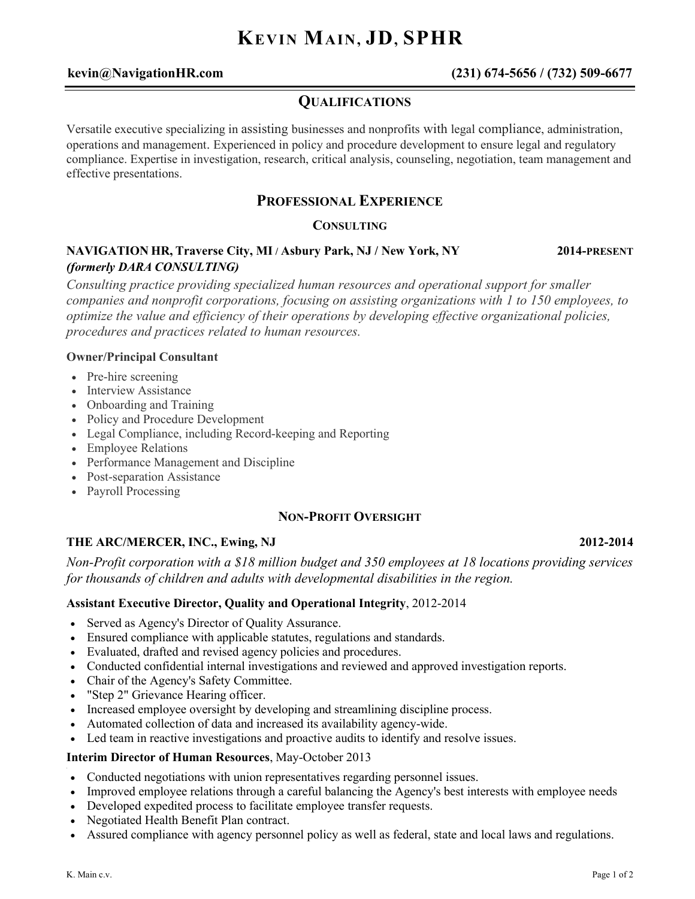# KEVIN MAIN, JD, SPHR

**kevin@NavigationHR.com** **(231) 674-5656 / (732) 509-6677**

## QUALIFICATIONS

Versatile executive specializing in assisting businesses and nonprofits with legal compliance, administration, operations and management. Experienced in policy and procedure development to ensure legal and regulatory compliance. Expertise in investigation, research, critical analysis, counseling, negotiation, team management and effective presentations.

## PROFESSIONAL EXPERIENCE

### CONSULTING

**NAVIGATION HR, Traverse City, MI / Asbury Park, NJ / New York, NY** **2014-PRESENT**
***(formerly DARA CONSULTING)***

*Consulting practice providing specialized human resources and operational support for smaller companies and nonprofit corporations, focusing on assisting organizations with 1 to 150 employees, to optimize the value and efficiency of their operations by developing effective organizational policies, procedures and practices related to human resources.*

**Owner/Principal Consultant**

- Pre-hire screening
- Interview Assistance
- Onboarding and Training
- Policy and Procedure Development
- Legal Compliance, including Record-keeping and Reporting
- Employee Relations
- Performance Management and Discipline
- Post-separation Assistance
- Payroll Processing

### NON-PROFIT OVERSIGHT

**THE ARC/MERCER, INC., Ewing, NJ** **2012-2014**

*Non-Profit corporation with a $18 million budget and 350 employees at 18 locations providing services for thousands of children and adults with developmental disabilities in the region.*

**Assistant Executive Director, Quality and Operational Integrity**, 2012-2014

- Served as Agency's Director of Quality Assurance.
- Ensured compliance with applicable statutes, regulations and standards.
- Evaluated, drafted and revised agency policies and procedures.
- Conducted confidential internal investigations and reviewed and approved investigation reports.
- Chair of the Agency's Safety Committee.
- "Step 2" Grievance Hearing officer.
- Increased employee oversight by developing and streamlining discipline process.
- Automated collection of data and increased its availability agency-wide.
- Led team in reactive investigations and proactive audits to identify and resolve issues.

**Interim Director of Human Resources**, May-October 2013

- Conducted negotiations with union representatives regarding personnel issues.
- Improved employee relations through a careful balancing the Agency's best interests with employee needs
- Developed expedited process to facilitate employee transfer requests.
- Negotiated Health Benefit Plan contract.
- Assured compliance with agency personnel policy as well as federal, state and local laws and regulations.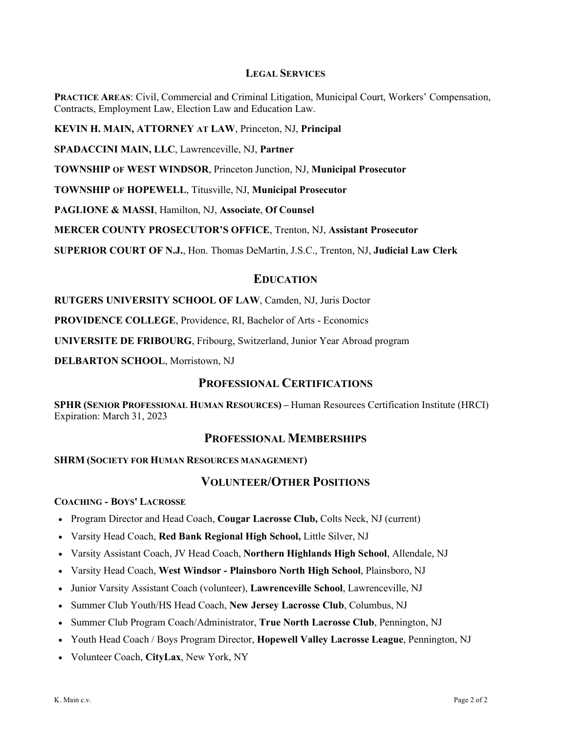## Legal Services

**Practice Areas**: Civil, Commercial and Criminal Litigation, Municipal Court, Workers' Compensation, Contracts, Employment Law, Election Law and Education Law.

**KEVIN H. MAIN, ATTORNEY AT LAW**, Princeton, NJ, **Principal**

**SPADACCINI MAIN, LLC**, Lawrenceville, NJ, **Partner**

**TOWNSHIP OF WEST WINDSOR**, Princeton Junction, NJ, **Municipal Prosecutor**

**TOWNSHIP OF HOPEWELL**, Titusville, NJ, **Municipal Prosecutor**

**PAGLIONE & MASSI**, Hamilton, NJ, **Associate**, **Of Counsel**

**MERCER COUNTY PROSECUTOR'S OFFICE**, Trenton, NJ, **Assistant Prosecutor**

**SUPERIOR COURT OF N.J.**, Hon. Thomas DeMartin, J.S.C., Trenton, NJ, **Judicial Law Clerk**

## Education

**RUTGERS UNIVERSITY SCHOOL OF LAW**, Camden, NJ, Juris Doctor

**PROVIDENCE COLLEGE**, Providence, RI, Bachelor of Arts - Economics

**UNIVERSITE DE FRIBOURG**, Fribourg, Switzerland, Junior Year Abroad program

**DELBARTON SCHOOL**, Morristown, NJ

## Professional Certifications

**SPHR (Senior Professional Human Resources) –** Human Resources Certification Institute (HRCI)
Expiration: March 31, 2023

## Professional Memberships

**SHRM (Society for Human Resources management)**

## Volunteer/Other Positions

**Coaching - Boys' Lacrosse**

- Program Director and Head Coach, **Cougar Lacrosse Club,** Colts Neck, NJ (current)
- Varsity Head Coach, **Red Bank Regional High School,** Little Silver, NJ
- Varsity Assistant Coach, JV Head Coach, **Northern Highlands High School**, Allendale, NJ
- Varsity Head Coach, **West Windsor - Plainsboro North High School**, Plainsboro, NJ
- Junior Varsity Assistant Coach (volunteer), **Lawrenceville School**, Lawrenceville, NJ
- Summer Club Youth/HS Head Coach, **New Jersey Lacrosse Club**, Columbus, NJ
- Summer Club Program Coach/Administrator, **True North Lacrosse Club**, Pennington, NJ
- Youth Head Coach / Boys Program Director, **Hopewell Valley Lacrosse League**, Pennington, NJ
- Volunteer Coach, **CityLax**, New York, NY